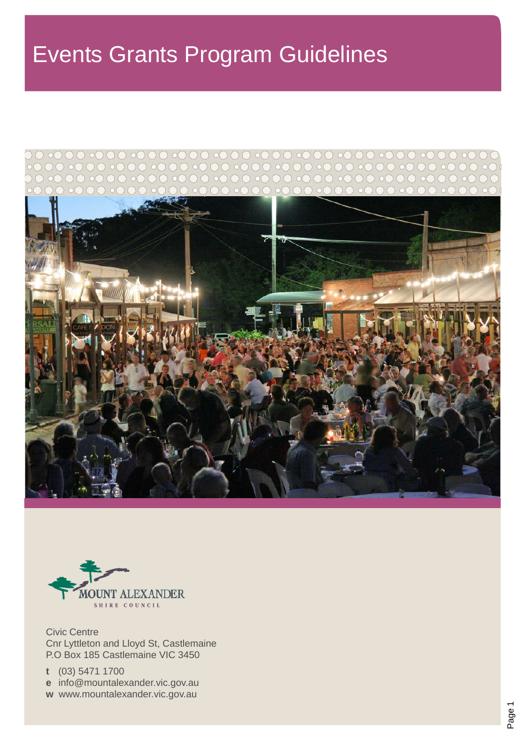# Events Grants Program Guidelines

MOUNT ALEXANDER
SHIRE COUNCIL

Civic Centre
Cnr Lyttleton and Lloyd St, Castlemaine
P.O Box 185 Castlemaine VIC 3450

**t** (03) 5471 1700
**e** info@mountalexander.vic.gov.au
**w** www.mountalexander.vic.gov.au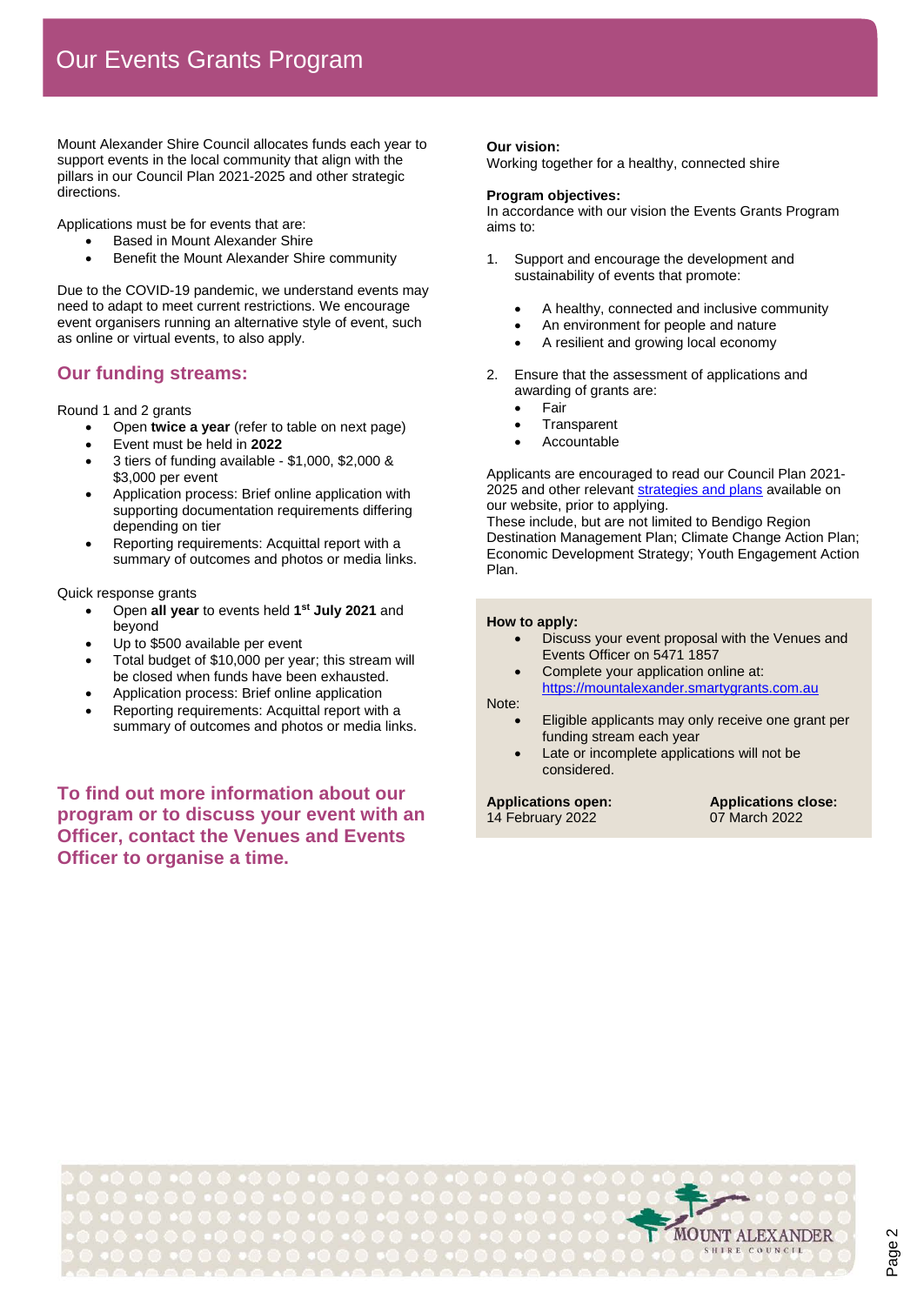# Our Events Grants Program

Mount Alexander Shire Council allocates funds each year to support events in the local community that align with the pillars in our Council Plan 2021-2025 and other strategic directions.

Applications must be for events that are:

- Based in Mount Alexander Shire
- Benefit the Mount Alexander Shire community

Due to the COVID-19 pandemic, we understand events may need to adapt to meet current restrictions. We encourage event organisers running an alternative style of event, such as online or virtual events, to also apply.

## Our funding streams:

Round 1 and 2 grants

- Open **twice a year** (refer to table on next page)
- Event must be held in **2022**
- 3 tiers of funding available - $1,000, $2,000 & $3,000 per event
- Application process: Brief online application with supporting documentation requirements differing depending on tier
- Reporting requirements: Acquittal report with a summary of outcomes and photos or media links.

Quick response grants

- Open **all year** to events held **1st July 2021** and beyond
- Up to $500 available per event
- Total budget of $10,000 per year; this stream will be closed when funds have been exhausted.
- Application process: Brief online application
- Reporting requirements: Acquittal report with a summary of outcomes and photos or media links.

**To find out more information about our program or to discuss your event with an Officer, contact the Venues and Events Officer to organise a time.**

**Our vision:**
Working together for a healthy, connected shire

**Program objectives:**
In accordance with our vision the Events Grants Program aims to:

1. Support and encourage the development and sustainability of events that promote:
   - A healthy, connected and inclusive community
   - An environment for people and nature
   - A resilient and growing local economy
2. Ensure that the assessment of applications and awarding of grants are:
   - Fair
   - Transparent
   - Accountable

Applicants are encouraged to read our Council Plan 2021-2025 and other relevant strategies and plans available on our website, prior to applying.
These include, but are not limited to Bendigo Region Destination Management Plan; Climate Change Action Plan; Economic Development Strategy; Youth Engagement Action Plan.

**How to apply:**

- Discuss your event proposal with the Venues and Events Officer on 5471 1857
- Complete your application online at: https://mountalexander.smartygrants.com.au

Note:

- Eligible applicants may only receive one grant per funding stream each year
- Late or incomplete applications will not be considered.

**Applications open:**
14 February 2022

**Applications close:**
07 March 2022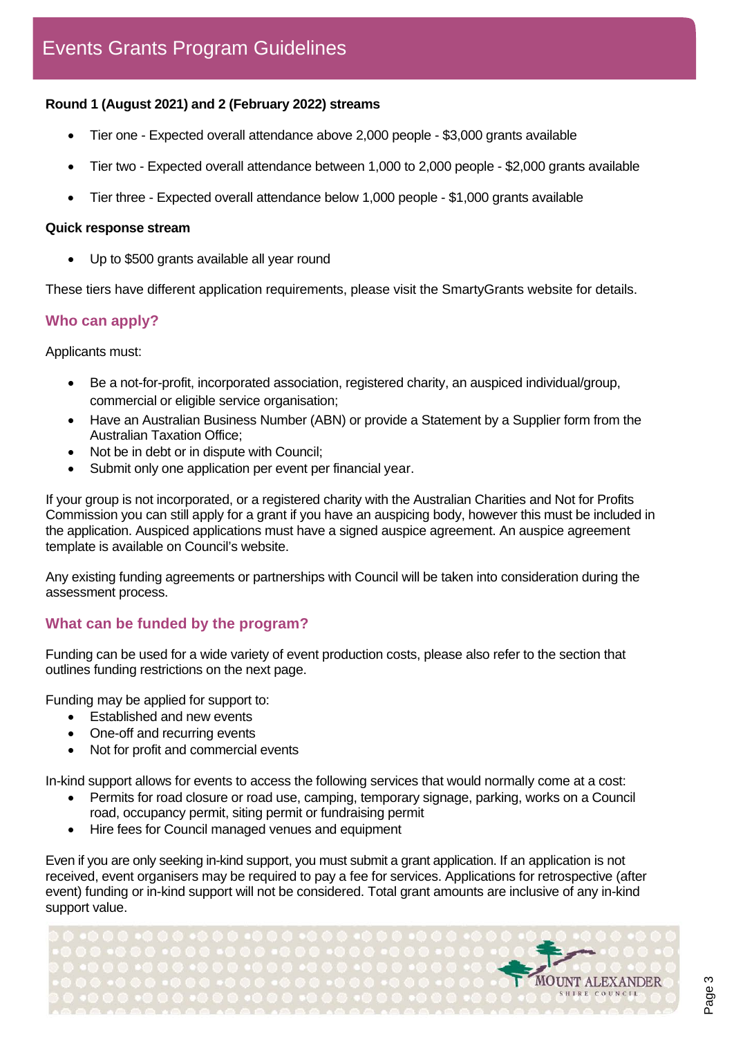# Events Grants Program Guidelines

**Round 1 (August 2021) and 2 (February 2022) streams**

- Tier one - Expected overall attendance above 2,000 people - $3,000 grants available
- Tier two - Expected overall attendance between 1,000 to 2,000 people - $2,000 grants available
- Tier three - Expected overall attendance below 1,000 people - $1,000 grants available

**Quick response stream**

- Up to $500 grants available all year round

These tiers have different application requirements, please visit the SmartyGrants website for details.

## Who can apply?

Applicants must:

- Be a not-for-profit, incorporated association, registered charity, an auspiced individual/group, commercial or eligible service organisation;
- Have an Australian Business Number (ABN) or provide a Statement by a Supplier form from the Australian Taxation Office;
- Not be in debt or in dispute with Council;
- Submit only one application per event per financial year.

If your group is not incorporated, or a registered charity with the Australian Charities and Not for Profits Commission you can still apply for a grant if you have an auspicing body, however this must be included in the application. Auspiced applications must have a signed auspice agreement. An auspice agreement template is available on Council's website.

Any existing funding agreements or partnerships with Council will be taken into consideration during the assessment process.

## What can be funded by the program?

Funding can be used for a wide variety of event production costs, please also refer to the section that outlines funding restrictions on the next page.

Funding may be applied for support to:

- Established and new events
- One-off and recurring events
- Not for profit and commercial events

In-kind support allows for events to access the following services that would normally come at a cost:

- Permits for road closure or road use, camping, temporary signage, parking, works on a Council road, occupancy permit, siting permit or fundraising permit
- Hire fees for Council managed venues and equipment

Even if you are only seeking in-kind support, you must submit a grant application. If an application is not received, event organisers may be required to pay a fee for services. Applications for retrospective (after event) funding or in-kind support will not be considered. Total grant amounts are inclusive of any in-kind support value.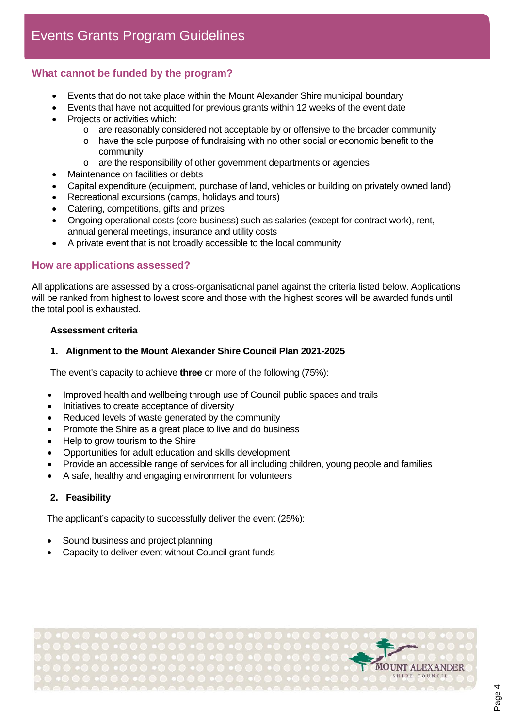## What cannot be funded by the program?

- Events that do not take place within the Mount Alexander Shire municipal boundary
- Events that have not acquitted for previous grants within 12 weeks of the event date
- Projects or activities which:
  - are reasonably considered not acceptable by or offensive to the broader community
  - have the sole purpose of fundraising with no other social or economic benefit to the community
  - are the responsibility of other government departments or agencies
- Maintenance on facilities or debts
- Capital expenditure (equipment, purchase of land, vehicles or building on privately owned land)
- Recreational excursions (camps, holidays and tours)
- Catering, competitions, gifts and prizes
- Ongoing operational costs (core business) such as salaries (except for contract work), rent, annual general meetings, insurance and utility costs
- A private event that is not broadly accessible to the local community

## How are applications assessed?

All applications are assessed by a cross-organisational panel against the criteria listed below. Applications will be ranked from highest to lowest score and those with the highest scores will be awarded funds until the total pool is exhausted.

**Assessment criteria**

**1. Alignment to the Mount Alexander Shire Council Plan 2021-2025**

The event's capacity to achieve **three** or more of the following (75%):

- Improved health and wellbeing through use of Council public spaces and trails
- Initiatives to create acceptance of diversity
- Reduced levels of waste generated by the community
- Promote the Shire as a great place to live and do business
- Help to grow tourism to the Shire
- Opportunities for adult education and skills development
- Provide an accessible range of services for all including children, young people and families
- A safe, healthy and engaging environment for volunteers

**2. Feasibility**

The applicant's capacity to successfully deliver the event (25%):

- Sound business and project planning
- Capacity to deliver event without Council grant funds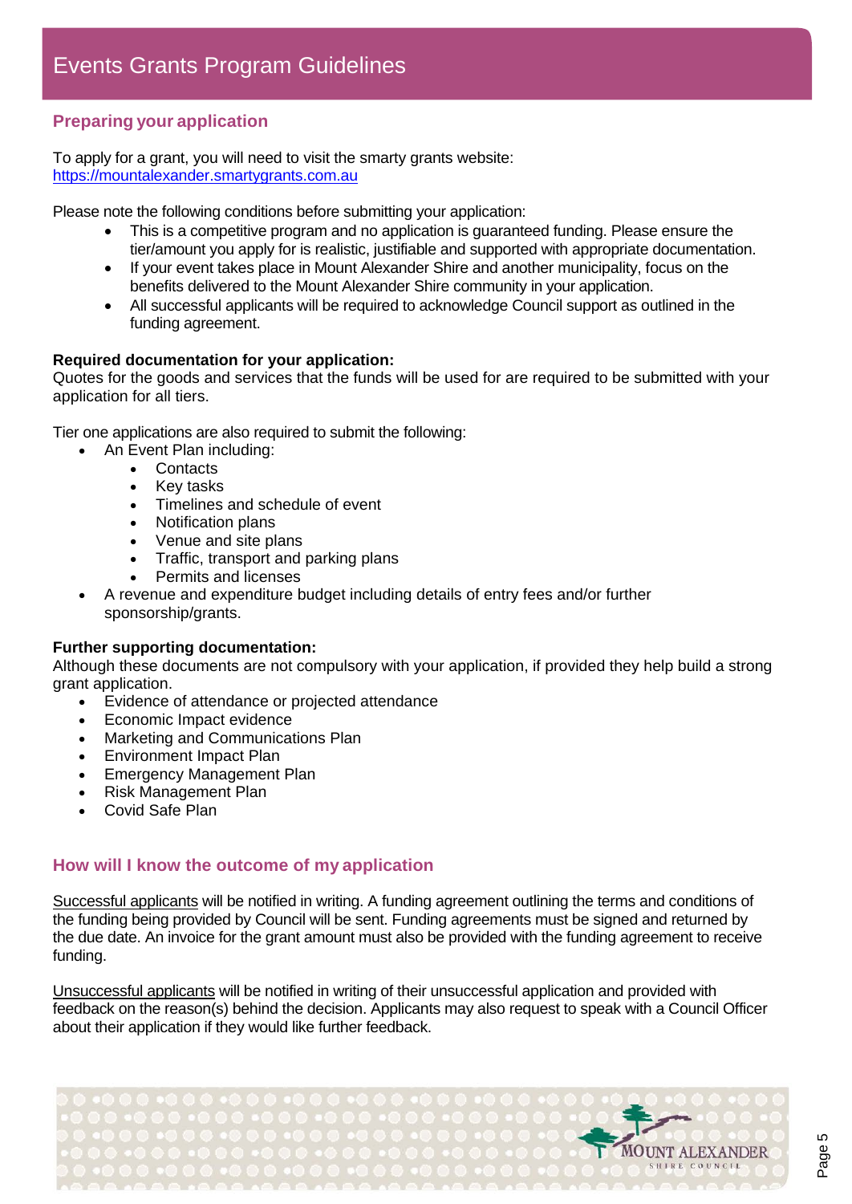# Events Grants Program Guidelines

## Preparing your application

To apply for a grant, you will need to visit the smarty grants website:
https://mountalexander.smartygrants.com.au

Please note the following conditions before submitting your application:

- This is a competitive program and no application is guaranteed funding. Please ensure the tier/amount you apply for is realistic, justifiable and supported with appropriate documentation.
- If your event takes place in Mount Alexander Shire and another municipality, focus on the benefits delivered to the Mount Alexander Shire community in your application.
- All successful applicants will be required to acknowledge Council support as outlined in the funding agreement.

**Required documentation for your application:**
Quotes for the goods and services that the funds will be used for are required to be submitted with your application for all tiers.

Tier one applications are also required to submit the following:

- An Event Plan including:
  - Contacts
  - Key tasks
  - Timelines and schedule of event
  - Notification plans
  - Venue and site plans
  - Traffic, transport and parking plans
  - Permits and licenses
- A revenue and expenditure budget including details of entry fees and/or further sponsorship/grants.

**Further supporting documentation:**
Although these documents are not compulsory with your application, if provided they help build a strong grant application.

- Evidence of attendance or projected attendance
- Economic Impact evidence
- Marketing and Communications Plan
- Environment Impact Plan
- Emergency Management Plan
- Risk Management Plan
- Covid Safe Plan

## How will I know the outcome of my application

Successful applicants will be notified in writing. A funding agreement outlining the terms and conditions of the funding being provided by Council will be sent. Funding agreements must be signed and returned by the due date. An invoice for the grant amount must also be provided with the funding agreement to receive funding.

Unsuccessful applicants will be notified in writing of their unsuccessful application and provided with feedback on the reason(s) behind the decision. Applicants may also request to speak with a Council Officer about their application if they would like further feedback.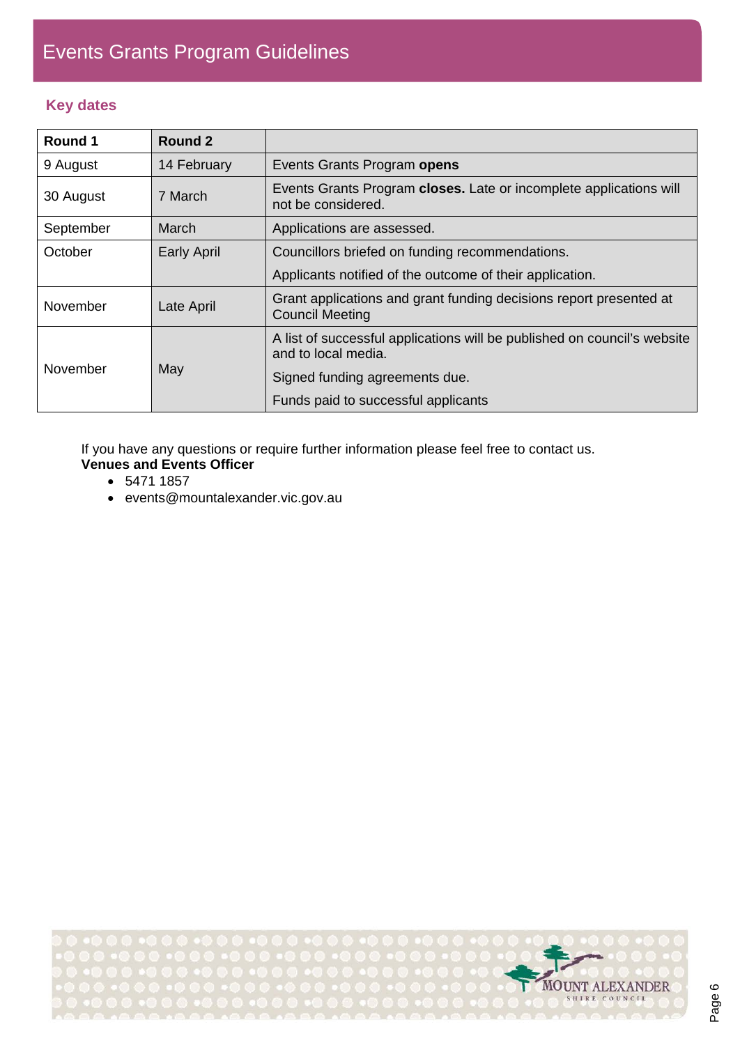# Events Grants Program Guidelines

## Key dates

| Round 1 | Round 2 | |
|---|---|---|
| 9 August | 14 February | Events Grants Program **opens** |
| 30 August | 7 March | Events Grants Program **closes.** Late or incomplete applications will not be considered. |
| September | March | Applications are assessed. |
| October | Early April | Councillors briefed on funding recommendations.<br>Applicants notified of the outcome of their application. |
| November | Late April | Grant applications and grant funding decisions report presented at Council Meeting |
| November | May | A list of successful applications will be published on council's website and to local media.<br>Signed funding agreements due.<br>Funds paid to successful applicants |

If you have any questions or require further information please feel free to contact us.
**Venues and Events Officer**

- 5471 1857
- events@mountalexander.vic.gov.au